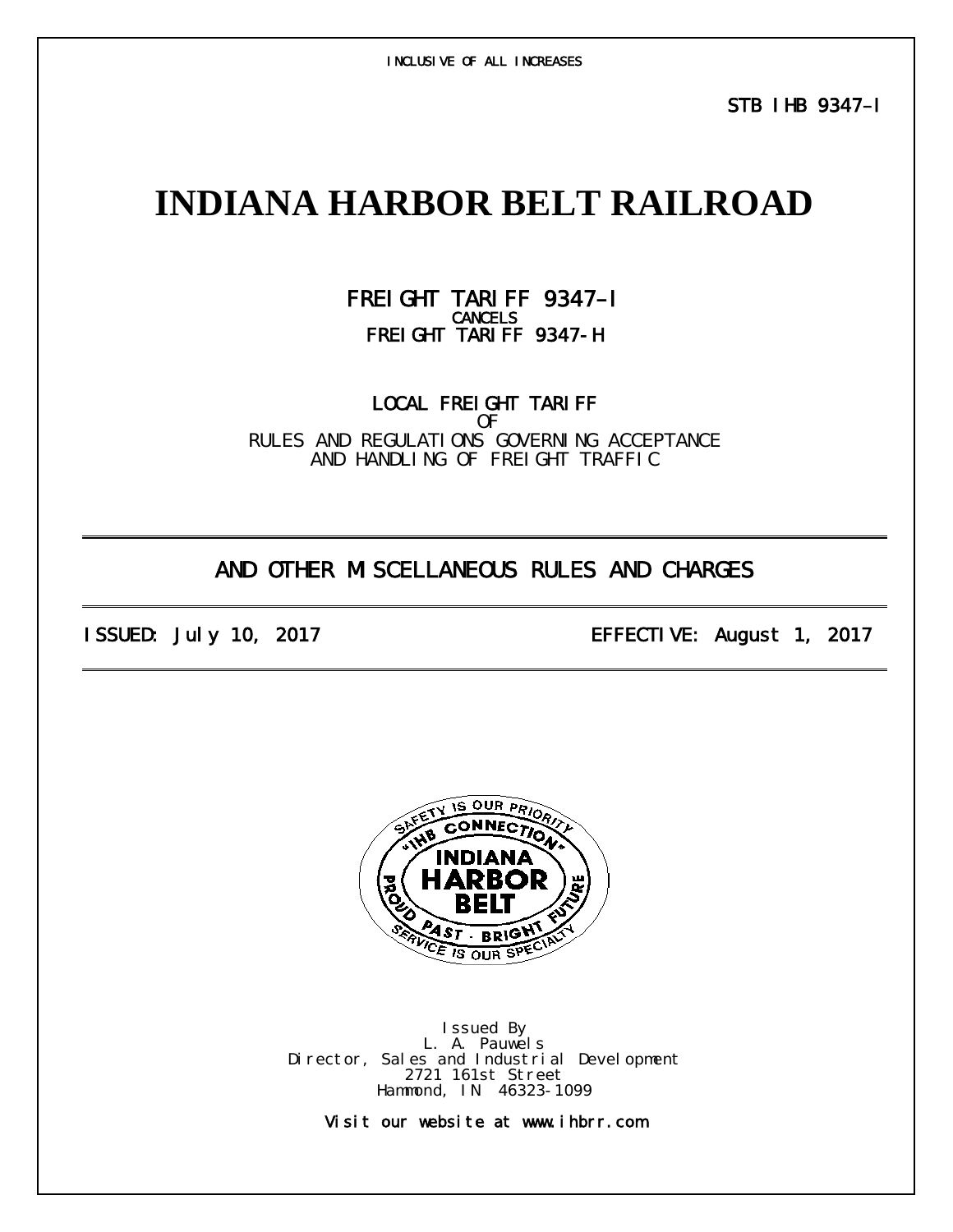INCLUSIVE OF ALL INCREASES

STB IHB 9347–I

# INDIANA HARBOR BELT RAILROAD

FREIGHT TARIFF 9347–I
CANCELS
FREIGHT TARIFF 9347-H

LOCAL FREIGHT TARIFF
OF
RULES AND REGULATIONS GOVERNING ACCEPTANCE
AND HANDLING OF FREIGHT TRAFFIC

## AND OTHER MISCELLANEOUS RULES AND CHARGES

ISSUED: July 10, 2017 EFFECTIVE: August 1, 2017

Issued By
L. A. Pauwels
Director, Sales and Industrial Development
2721 161st Street
Hammond, IN 46323-1099

Visit our website at www.ihbrr.com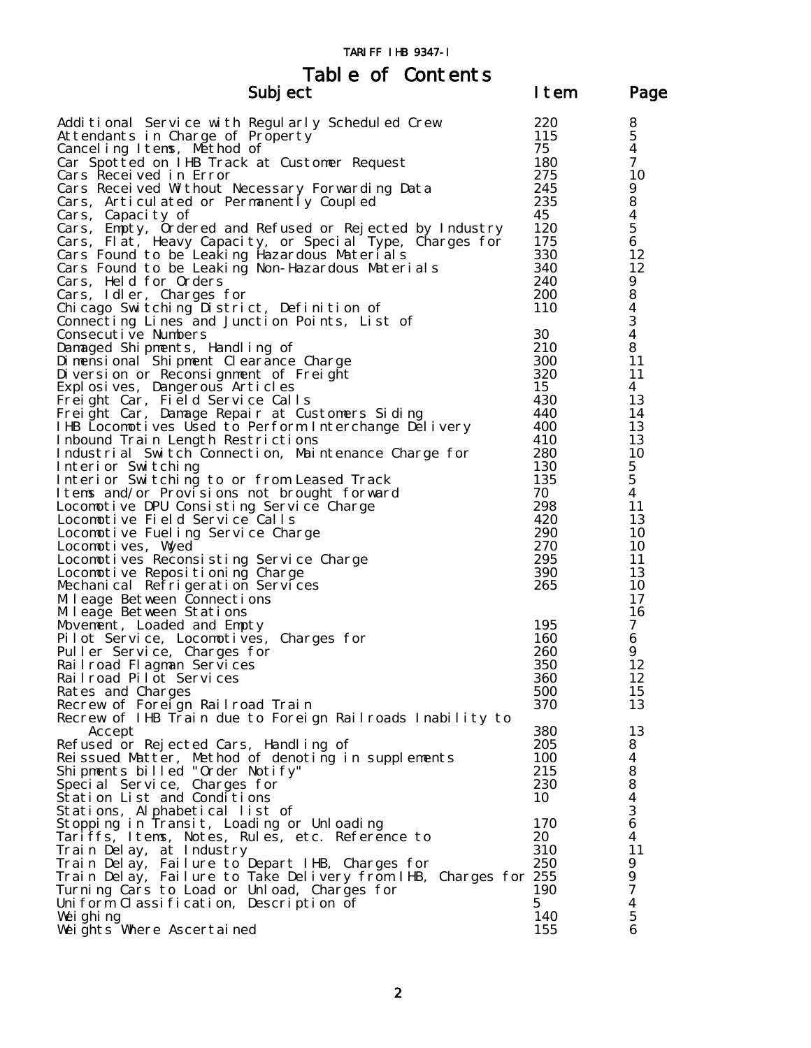# Table of Contents

| Subject | Item | Page |
|---|---|---|
| Additional Service with Regularly Scheduled Crew | 220 | 8 |
| Attendants in Charge of Property | 115 | 5 |
| Canceling Items, Method of | 75 | 4 |
| Car Spotted on IHB Track at Customer Request | 180 | 7 |
| Cars Received in Error | 275 | 10 |
| Cars Received Without Necessary Forwarding Data | 245 | 9 |
| Cars, Articulated or Permanently Coupled | 235 | 8 |
| Cars, Capacity of | 45 | 4 |
| Cars, Empty, Ordered and Refused or Rejected by Industry | 120 | 5 |
| Cars, Flat, Heavy Capacity, or Special Type, Charges for | 175 | 6 |
| Cars Found to be Leaking Hazardous Materials | 330 | 12 |
| Cars Found to be Leaking Non-Hazardous Materials | 340 | 12 |
| Cars, Held for Orders | 240 | 9 |
| Cars, Idler, Charges for | 200 | 8 |
| Chicago Switching District, Definition of | 110 | 4 |
| Connecting Lines and Junction Points, List of | | 3 |
| Consecutive Numbers | 30 | 4 |
| Damaged Shipments, Handling of | 210 | 8 |
| Dimensional Shipment Clearance Charge | 300 | 11 |
| Diversion or Reconsignment of Freight | 320 | 11 |
| Explosives, Dangerous Articles | 15 | 4 |
| Freight Car, Field Service Calls | 430 | 13 |
| Freight Car, Damage Repair at Customers Siding | 440 | 14 |
| IHB Locomotives Used to Perform Interchange Delivery | 400 | 13 |
| Inbound Train Length Restrictions | 410 | 13 |
| Industrial Switch Connection, Maintenance Charge for | 280 | 10 |
| Interior Switching | 130 | 5 |
| Interior Switching to or from Leased Track | 135 | 5 |
| Items and/or Provisions not brought forward | 70 | 4 |
| Locomotive DPU Consisting Service Charge | 298 | 11 |
| Locomotive Field Service Calls | 420 | 13 |
| Locomotive Fueling Service Charge | 290 | 10 |
| Locomotives, Wyed | 270 | 10 |
| Locomotives Reconsisting Service Charge | 295 | 11 |
| Locomotive Repositioning Charge | 390 | 13 |
| Mechanical Refrigeration Services | 265 | 10 |
| Mileage Between Connections | | 17 |
| Mileage Between Stations | | 16 |
| Movement, Loaded and Empty | 195 | 7 |
| Pilot Service, Locomotives, Charges for | 160 | 6 |
| Puller Service, Charges for | 260 | 9 |
| Railroad Flagman Services | 350 | 12 |
| Railroad Pilot Services | 360 | 12 |
| Rates and Charges | 500 | 15 |
| Recrew of Foreign Railroad Train | 370 | 13 |
| Recrew of IHB Train due to Foreign Railroads Inability to Accept | 380 | 13 |
| Refused or Rejected Cars, Handling of | 205 | 8 |
| Reissued Matter, Method of denoting in supplements | 100 | 4 |
| Shipments billed "Order Notify" | 215 | 8 |
| Special Service, Charges for | 230 | 8 |
| Station List and Conditions | 10 | 4 |
| Stations, Alphabetical list of | | 3 |
| Stopping in Transit, Loading or Unloading | 170 | 6 |
| Tariffs, Items, Notes, Rules, etc. Reference to | 20 | 4 |
| Train Delay, at Industry | 310 | 11 |
| Train Delay, Failure to Depart IHB, Charges for | 250 | 9 |
| Train Delay, Failure to Take Delivery from IHB, Charges for | 255 | 9 |
| Turning Cars to Load or Unload, Charges for | 190 | 7 |
| Uniform Classification, Description of | 5 | 4 |
| Weighing | 140 | 5 |
| Weights Where Ascertained | 155 | 6 |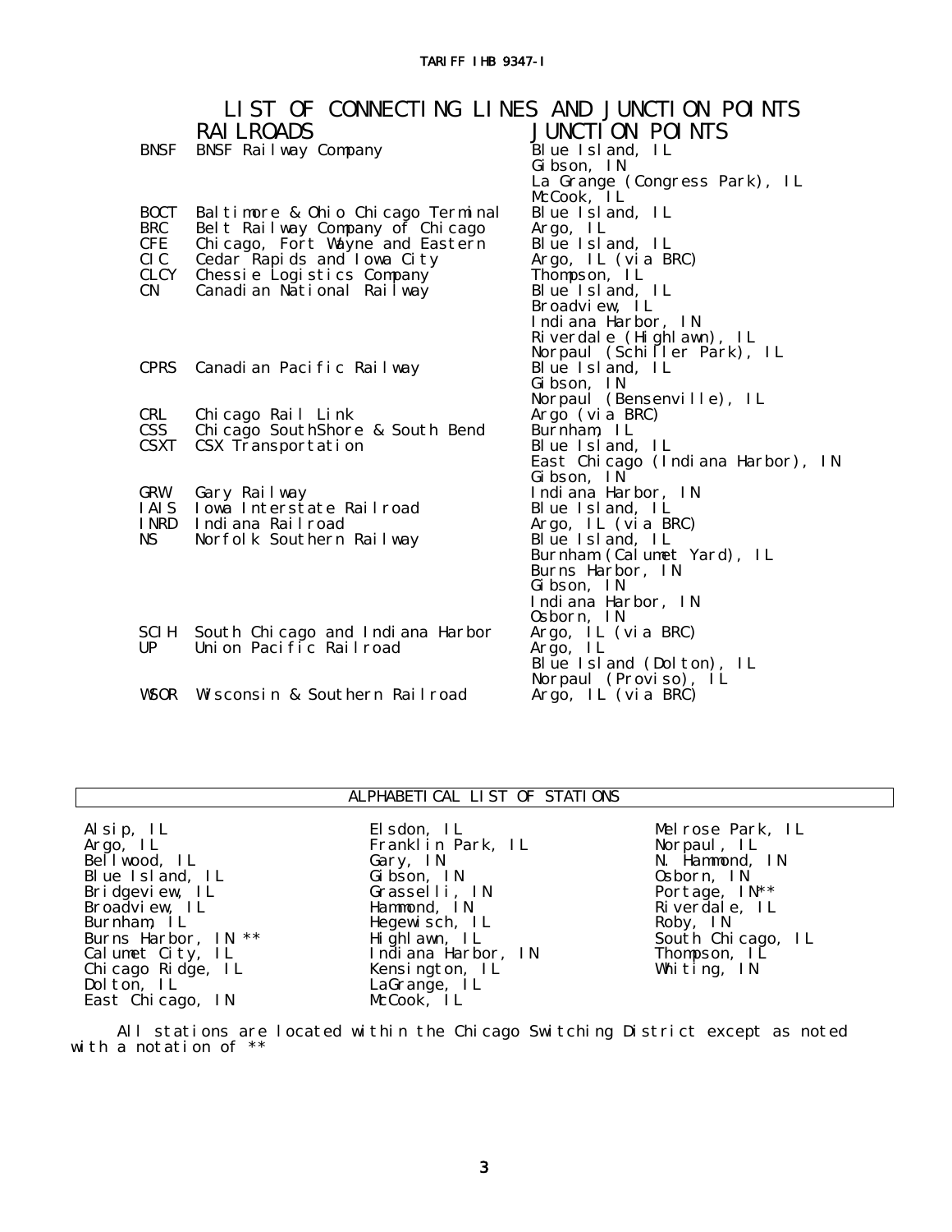# LIST OF CONNECTING LINES AND JUNCTION POINTS

| | RAILROADS | JUNCTION POINTS |
|---|---|---|
| BNSF | BNSF Railway Company | Blue Island, IL<br>Gibson, IN<br>La Grange (Congress Park), IL<br>McCook, IL |
| BOCT | Baltimore & Ohio Chicago Terminal | Blue Island, IL |
| BRC | Belt Railway Company of Chicago | Argo, IL |
| CFE | Chicago, Fort Wayne and Eastern | Blue Island, IL |
| CIC | Cedar Rapids and Iowa City | Argo, IL (via BRC) |
| CLCY | Chessie Logistics Company | Thompson, IL |
| CN | Canadian National Railway | Blue Island, IL<br>Broadview, IL<br>Indiana Harbor, IN<br>Riverdale (Highlawn), IL<br>Norpaul (Schiller Park), IL |
| CPRS | Canadian Pacific Railway | Blue Island, IL<br>Gibson, IN<br>Norpaul (Bensenville), IL |
| CRL | Chicago Rail Link | Argo (via BRC) |
| CSS | Chicago SouthShore & South Bend | Burnham, IL |
| CSXT | CSX Transportation | Blue Island, IL<br>East Chicago (Indiana Harbor), IN<br>Gibson, IN |
| GRW | Gary Railway | Indiana Harbor, IN |
| IAIS | Iowa Interstate Railroad | Blue Island, IL |
| INRD | Indiana Railroad | Argo, IL (via BRC) |
| NS | Norfolk Southern Railway | Blue Island, IL<br>Burnham (Calumet Yard), IL<br>Burns Harbor, IN<br>Gibson, IN<br>Indiana Harbor, IN<br>Osborn, IN |
| SCIH | South Chicago and Indiana Harbor | Argo, IL (via BRC) |
| UP | Union Pacific Railroad | Argo, IL<br>Blue Island (Dolton), IL<br>Norpaul (Proviso), IL |
| WSOR | Wisconsin & Southern Railroad | Argo, IL (via BRC) |

## ALPHABETICAL LIST OF STATIONS

Alsip, IL
Argo, IL
Bellwood, IL
Blue Island, IL
Bridgeview, IL
Broadview, IL
Burnham, IL
Burns Harbor, IN **
Calumet City, IL
Chicago Ridge, IL
Dolton, IL
East Chicago, IN
Elsdon, IL
Franklin Park, IL
Gary, IN
Gibson, IN
Grasselli, IN
Hammond, IN
Hegewisch, IL
Highlawn, IL
Indiana Harbor, IN
Kensington, IL
LaGrange, IL
McCook, IL
Melrose Park, IL
Norpaul, IL
N. Hammond, IN
Osborn, IN
Portage, IN**
Riverdale, IL
Roby, IN
South Chicago, IL
Thompson, IL
Whiting, IN

All stations are located within the Chicago Switching District except as noted with a notation of **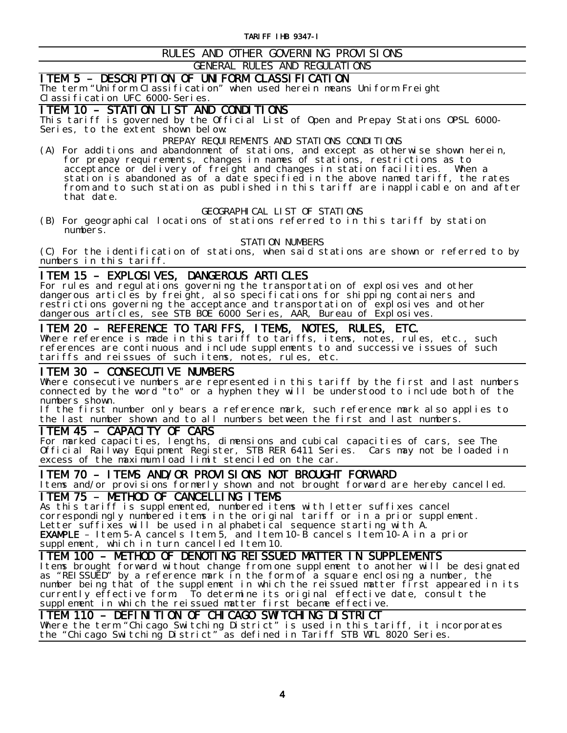# RULES AND OTHER GOVERNING PROVISIONS

## GENERAL RULES AND REGULATIONS

### ITEM 5 – DESCRIPTION OF UNIFORM CLASSIFICATION

The term "Uniform Classification" when used herein means Uniform Freight Classification UFC 6000-Series.

### ITEM 10 – STATION LIST AND CONDITIONS

This tariff is governed by the Official List of Open and Prepay Stations OPSL 6000-Series, to the extent shown below:

PREPAY REQUIREMENTS AND STATIONS CONDITIONS

(A) For additions and abandonment of stations, and except as otherwise shown herein, for prepay requirements, changes in names of stations, restrictions as to acceptance or delivery of freight and changes in station facilities. When a station is abandoned as of a date specified in the above named tariff, the rates from and to such station as published in this tariff are inapplicable on and after that date.

GEOGRAPHICAL LIST OF STATIONS

(B) For geographical locations of stations referred to in this tariff by station numbers.

STATION NUMBERS

(C) For the identification of stations, when said stations are shown or referred to by numbers in this tariff.

### ITEM 15 – EXPLOSIVES, DANGEROUS ARTICLES

For rules and regulations governing the transportation of explosives and other dangerous articles by freight, also specifications for shipping containers and restrictions governing the acceptance and transportation of explosives and other dangerous articles, see STB BOE 6000 Series, AAR, Bureau of Explosives.

### ITEM 20 – REFERENCE TO TARIFFS, ITEMS, NOTES, RULES, ETC.

Where reference is made in this tariff to tariffs, items, notes, rules, etc., such references are continuous and include supplements to and successive issues of such tariffs and reissues of such items, notes, rules, etc.

### ITEM 30 – CONSECUTIVE NUMBERS

Where consecutive numbers are represented in this tariff by the first and last numbers connected by the word "to" or a hyphen they will be understood to include both of the numbers shown.

If the first number only bears a reference mark, such reference mark also applies to the last number shown and to all numbers between the first and last numbers.

### ITEM 45 – CAPACITY OF CARS

For marked capacities, lengths, dimensions and cubical capacities of cars, see The Official Railway Equipment Register, STB RER 6411 Series. Cars may not be loaded in excess of the maximum load limit stenciled on the car.

### ITEM 70 – ITEMS AND/OR PROVISIONS NOT BROUGHT FORWARD

Items and/or provisions formerly shown and not brought forward are hereby cancelled.

### ITEM 75 – METHOD OF CANCELLING ITEMS

As this tariff is supplemented, numbered items with letter suffixes cancel correspondingly numbered items in the original tariff or in a prior supplement. Letter suffixes will be used in alphabetical sequence starting with A.

**EXAMPLE** – Item 5-A cancels Item 5, and Item 10-B cancels Item 10-A in a prior supplement, which in turn cancelled Item 10.

### ITEM 100 – METHOD OF DENOTING REISSUED MATTER IN SUPPLEMENTS

Items brought forward without change from one supplement to another will be designated as "REISSUED" by a reference mark in the form of a square enclosing a number, the number being that of the supplement in which the reissued matter first appeared in its currently effective form. To determine its original effective date, consult the supplement in which the reissued matter first became effective.

### ITEM 110 – DEFINITION OF CHICAGO SWITCHING DISTRICT

Where the term "Chicago Switching District" is used in this tariff, it incorporates the "Chicago Switching District" as defined in Tariff STB WTL 8020 Series.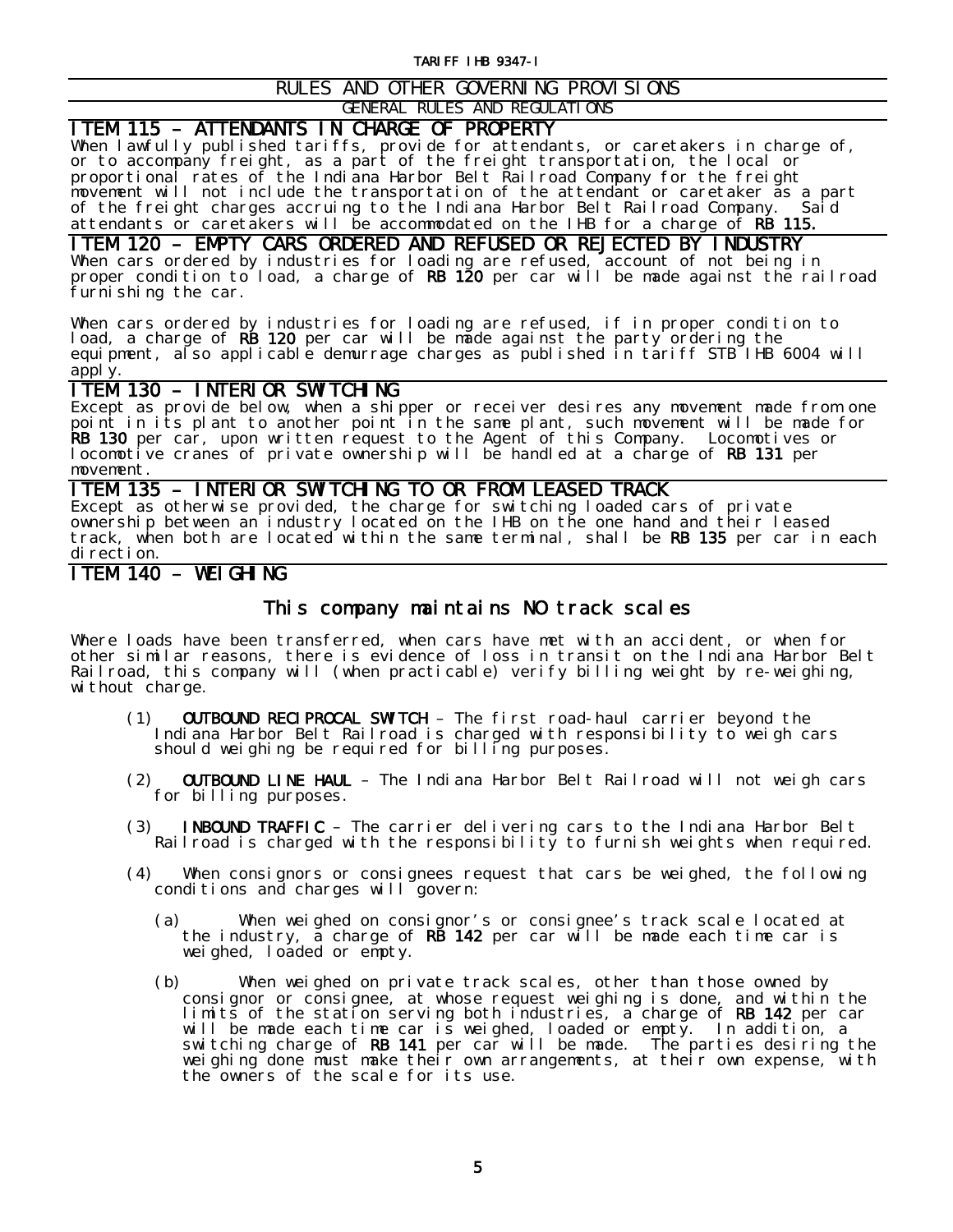## RULES AND OTHER GOVERNING PROVISIONS

### GENERAL RULES AND REGULATIONS

### ITEM 115 – ATTENDANTS IN CHARGE OF PROPERTY

When lawfully published tariffs, provide for attendants, or caretakers in charge of, or to accompany freight, as a part of the freight transportation, the local or proportional rates of the Indiana Harbor Belt Railroad Company for the freight movement will not include the transportation of the attendant or caretaker as a part of the freight charges accruing to the Indiana Harbor Belt Railroad Company. Said attendants or caretakers will be accommodated on the IHB for a charge of **RB 115.**

### ITEM 120 – EMPTY CARS ORDERED AND REFUSED OR REJECTED BY INDUSTRY

When cars ordered by industries for loading are refused, account of not being in proper condition to load, a charge of **RB 120** per car will be made against the railroad furnishing the car.

When cars ordered by industries for loading are refused, if in proper condition to load, a charge of **RB 120** per car will be made against the party ordering the equipment, also applicable demurrage charges as published in tariff STB IHB 6004 will apply.

### ITEM 130 – INTERIOR SWITCHING

Except as provide below, when a shipper or receiver desires any movement made from one point in its plant to another point in the same plant, such movement will be made for **RB 130** per car, upon written request to the Agent of this Company. Locomotives or locomotive cranes of private ownership will be handled at a charge of **RB 131** per movement.

### ITEM 135 – INTERIOR SWITCHING TO OR FROM LEASED TRACK

Except as otherwise provided, the charge for switching loaded cars of private ownership between an industry located on the IHB on the one hand and their leased track, when both are located within the same terminal, shall be **RB 135** per car in each direction.

### ITEM 140 – WEIGHING

**This company maintains NO track scales**

Where loads have been transferred, when cars have met with an accident, or when for other similar reasons, there is evidence of loss in transit on the Indiana Harbor Belt Railroad, this company will (when practicable) verify billing weight by re-weighing, without charge.

(1) **OUTBOUND RECIPROCAL SWITCH** – The first road-haul carrier beyond the Indiana Harbor Belt Railroad is charged with responsibility to weigh cars should weighing be required for billing purposes.

(2) **OUTBOUND LINE HAUL** – The Indiana Harbor Belt Railroad will not weigh cars for billing purposes.

(3) **INBOUND TRAFFIC** – The carrier delivering cars to the Indiana Harbor Belt Railroad is charged with the responsibility to furnish weights when required.

(4) When consignors or consignees request that cars be weighed, the following conditions and charges will govern:

(a) When weighed on consignor's or consignee's track scale located at the industry, a charge of **RB 142** per car will be made each time car is weighed, loaded or empty.

(b) When weighed on private track scales, other than those owned by consignor or consignee, at whose request weighing is done, and within the limits of the station serving both industries, a charge of **RB 142** per car will be made each time car is weighed, loaded or empty. In addition, a switching charge of **RB 141** per car will be made. The parties desiring the weighing done must make their own arrangements, at their own expense, with the owners of the scale for its use.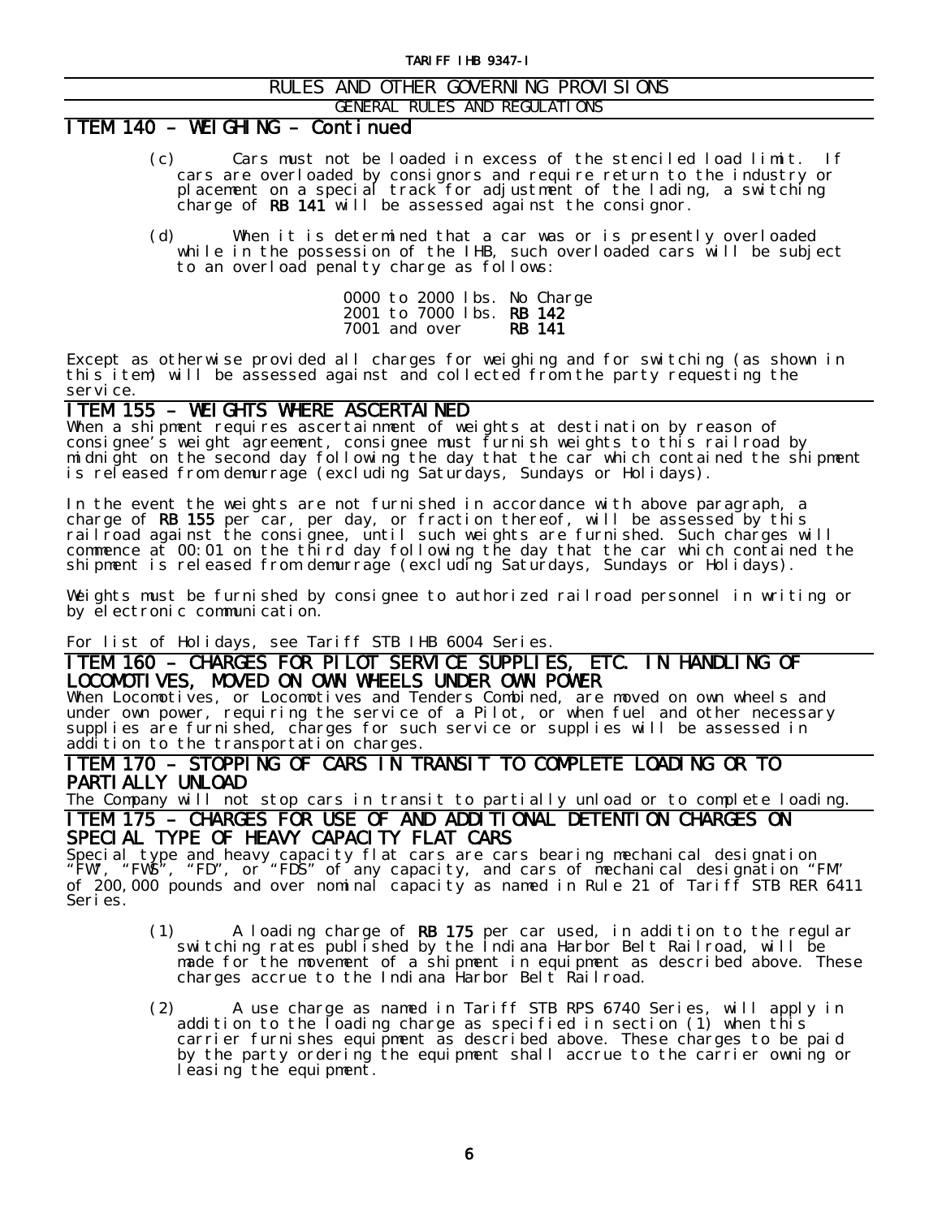## RULES AND OTHER GOVERNING PROVISIONS

### GENERAL RULES AND REGULATIONS

## ITEM 140 – WEIGHING – Continued

(c) Cars must not be loaded in excess of the stenciled load limit. If cars are overloaded by consignors and require return to the industry or placement on a special track for adjustment of the lading, a switching charge of **RB 141** will be assessed against the consignor.

(d) When it is determined that a car was or is presently overloaded while in the possession of the IHB, such overloaded cars will be subject to an overload penalty charge as follows:

| | |
|---|---|
| 0000 to 2000 lbs. | No Charge |
| 2001 to 7000 lbs. | **RB 142** |
| 7001 and over | **RB 141** |

Except as otherwise provided all charges for weighing and for switching (as shown in this item) will be assessed against and collected from the party requesting the service.

## ITEM 155 – WEIGHTS WHERE ASCERTAINED

When a shipment requires ascertainment of weights at destination by reason of consignee's weight agreement, consignee must furnish weights to this railroad by midnight on the second day following the day that the car which contained the shipment is released from demurrage (excluding Saturdays, Sundays or Holidays).

In the event the weights are not furnished in accordance with above paragraph, a charge of **RB 155** per car, per day, or fraction thereof, will be assessed by this railroad against the consignee, until such weights are furnished. Such charges will commence at 00:01 on the third day following the day that the car which contained the shipment is released from demurrage (excluding Saturdays, Sundays or Holidays).

Weights must be furnished by consignee to authorized railroad personnel in writing or by electronic communication.

For list of Holidays, see Tariff STB IHB 6004 Series.

## ITEM 160 – CHARGES FOR PILOT SERVICE SUPPLIES, ETC. IN HANDLING OF LOCOMOTIVES, MOVED ON OWN WHEELS UNDER OWN POWER

When Locomotives, or Locomotives and Tenders Combined, are moved on own wheels and under own power, requiring the service of a Pilot, or when fuel and other necessary supplies are furnished, charges for such service or supplies will be assessed in addition to the transportation charges.

## ITEM 170 – STOPPING OF CARS IN TRANSIT TO COMPLETE LOADING OR TO PARTIALLY UNLOAD

The Company will not stop cars in transit to partially unload or to complete loading.

## ITEM 175 – CHARGES FOR USE OF AND ADDITIONAL DETENTION CHARGES ON SPECIAL TYPE OF HEAVY CAPACITY FLAT CARS

Special type and heavy capacity flat cars are cars bearing mechanical designation "FW", "FWS", "FD", or "FDS" of any capacity, and cars of mechanical designation "FM" of 200,000 pounds and over nominal capacity as named in Rule 21 of Tariff STB RER 6411 Series.

(1) A loading charge of **RB 175** per car used, in addition to the regular switching rates published by the Indiana Harbor Belt Railroad, will be made for the movement of a shipment in equipment as described above. These charges accrue to the Indiana Harbor Belt Railroad.

(2) A use charge as named in Tariff STB RPS 6740 Series, will apply in addition to the loading charge as specified in section (1) when this carrier furnishes equipment as described above. These charges to be paid by the party ordering the equipment shall accrue to the carrier owning or leasing the equipment.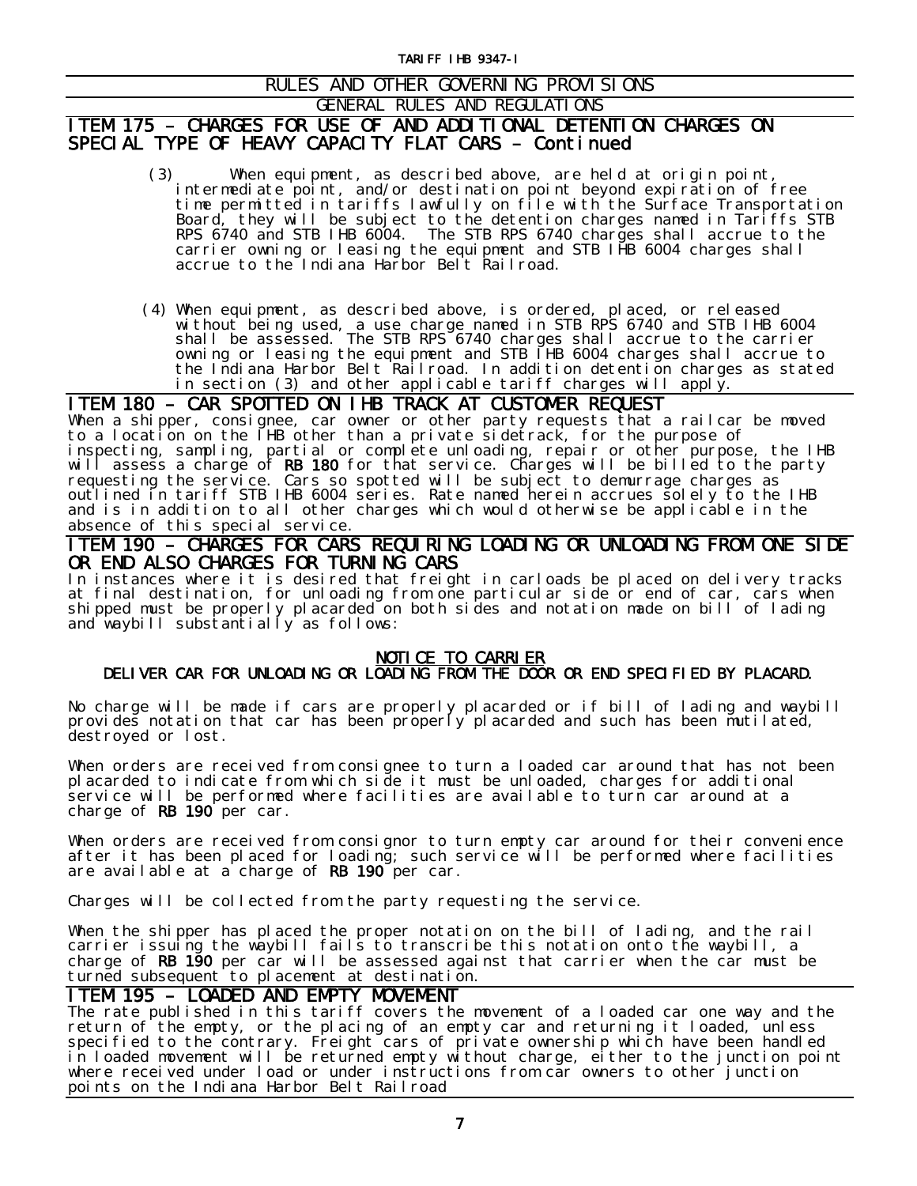## RULES AND OTHER GOVERNING PROVISIONS

### GENERAL RULES AND REGULATIONS

### ITEM 175 – CHARGES FOR USE OF AND ADDITIONAL DETENTION CHARGES ON SPECIAL TYPE OF HEAVY CAPACITY FLAT CARS – Continued

(3) When equipment, as described above, are held at origin point, intermediate point, and/or destination point beyond expiration of free time permitted in tariffs lawfully on file with the Surface Transportation Board, they will be subject to the detention charges named in Tariffs STB RPS 6740 and STB IHB 6004. The STB RPS 6740 charges shall accrue to the carrier owning or leasing the equipment and STB IHB 6004 charges shall accrue to the Indiana Harbor Belt Railroad.

(4) When equipment, as described above, is ordered, placed, or released without being used, a use charge named in STB RPS 6740 and STB IHB 6004 shall be assessed. The STB RPS 6740 charges shall accrue to the carrier owning or leasing the equipment and STB IHB 6004 charges shall accrue to the Indiana Harbor Belt Railroad. In addition detention charges as stated in section (3) and other applicable tariff charges will apply.

### ITEM 180 – CAR SPOTTED ON IHB TRACK AT CUSTOMER REQUEST

When a shipper, consignee, car owner or other party requests that a railcar be moved to a location on the IHB other than a private sidetrack, for the purpose of inspecting, sampling, partial or complete unloading, repair or other purpose, the IHB will assess a charge of **RB 180** for that service. Charges will be billed to the party requesting the service. Cars so spotted will be subject to demurrage charges as outlined in tariff STB IHB 6004 series. Rate named herein accrues solely to the IHB and is in addition to all other charges which would otherwise be applicable in the absence of this special service.

### ITEM 190 – CHARGES FOR CARS REQUIRING LOADING OR UNLOADING FROM ONE SIDE OR END ALSO CHARGES FOR TURNING CARS

In instances where it is desired that freight in carloads be placed on delivery tracks at final destination, for unloading from one particular side or end of car, cars when shipped must be properly placarded on both sides and notation made on bill of lading and waybill substantially as follows:

**NOTICE TO CARRIER**

**DELIVER CAR FOR UNLOADING OR LOADING FROM THE DOOR OR END SPECIFIED BY PLACARD.**

No charge will be made if cars are properly placarded or if bill of lading and waybill provides notation that car has been properly placarded and such has been mutilated, destroyed or lost.

When orders are received from consignee to turn a loaded car around that has not been placarded to indicate from which side it must be unloaded, charges for additional service will be performed where facilities are available to turn car around at a charge of **RB 190** per car.

When orders are received from consignor to turn empty car around for their convenience after it has been placed for loading; such service will be performed where facilities are available at a charge of **RB 190** per car.

Charges will be collected from the party requesting the service.

When the shipper has placed the proper notation on the bill of lading, and the rail carrier issuing the waybill fails to transcribe this notation onto the waybill, a charge of **RB 190** per car will be assessed against that carrier when the car must be turned subsequent to placement at destination.

### ITEM 195 – LOADED AND EMPTY MOVEMENT

The rate published in this tariff covers the movement of a loaded car one way and the return of the empty, or the placing of an empty car and returning it loaded, unless specified to the contrary. Freight cars of private ownership which have been handled in loaded movement will be returned empty without charge, either to the junction point where received under load or under instructions from car owners to other junction points on the Indiana Harbor Belt Railroad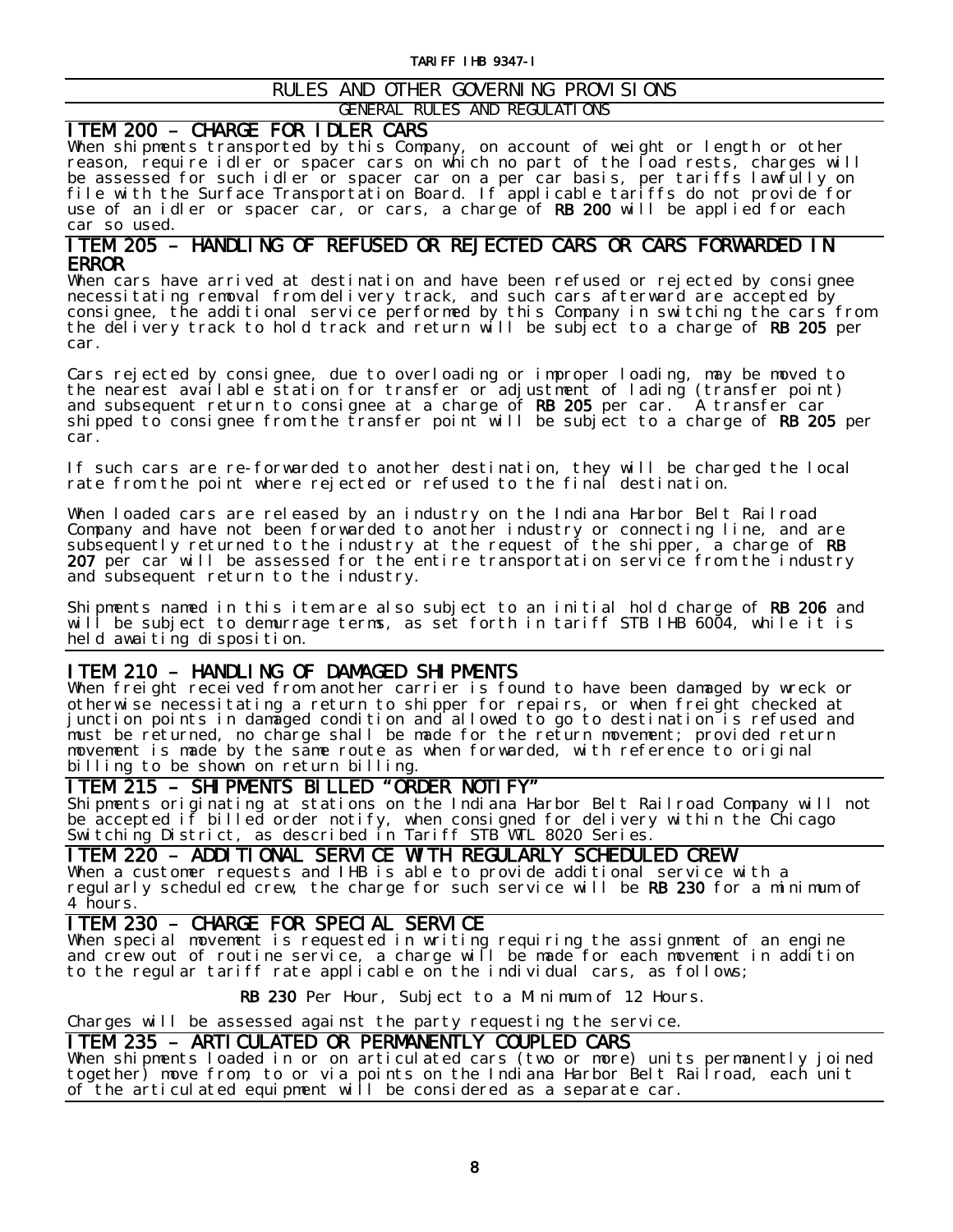# RULES AND OTHER GOVERNING PROVISIONS

## GENERAL RULES AND REGULATIONS

### ITEM 200 – CHARGE FOR IDLER CARS

When shipments transported by this Company, on account of weight or length or other reason, require idler or spacer cars on which no part of the load rests, charges will be assessed for such idler or spacer car on a per car basis, per tariffs lawfully on file with the Surface Transportation Board. If applicable tariffs do not provide for use of an idler or spacer car, or cars, a charge of **RB 200** will be applied for each car so used.

### ITEM 205 – HANDLING OF REFUSED OR REJECTED CARS OR CARS FORWARDED IN ERROR

When cars have arrived at destination and have been refused or rejected by consignee necessitating removal from delivery track, and such cars afterward are accepted by consignee, the additional service performed by this Company in switching the cars from the delivery track to hold track and return will be subject to a charge of **RB 205** per car.

Cars rejected by consignee, due to overloading or improper loading, may be moved to the nearest available station for transfer or adjustment of lading (transfer point) and subsequent return to consignee at a charge of **RB 205** per car. A transfer car shipped to consignee from the transfer point will be subject to a charge of **RB 205** per car.

If such cars are re-forwarded to another destination, they will be charged the local rate from the point where rejected or refused to the final destination.

When loaded cars are released by an industry on the Indiana Harbor Belt Railroad Company and have not been forwarded to another industry or connecting line, and are subsequently returned to the industry at the request of the shipper, a charge of **RB 207** per car will be assessed for the entire transportation service from the industry and subsequent return to the industry.

Shipments named in this item are also subject to an initial hold charge of **RB 206** and will be subject to demurrage terms, as set forth in tariff STB IHB 6004, while it is held awaiting disposition.

### ITEM 210 – HANDLING OF DAMAGED SHIPMENTS

When freight received from another carrier is found to have been damaged by wreck or otherwise necessitating a return to shipper for repairs, or when freight checked at junction points in damaged condition and allowed to go to destination is refused and must be returned, no charge shall be made for the return movement; provided return movement is made by the same route as when forwarded, with reference to original billing to be shown on return billing.

### ITEM 215 – SHIPMENTS BILLED "ORDER NOTIFY"

Shipments originating at stations on the Indiana Harbor Belt Railroad Company will not be accepted if billed order notify, when consigned for delivery within the Chicago Switching District, as described in Tariff STB WTL 8020 Series.

### ITEM 220 – ADDITIONAL SERVICE WITH REGULARLY SCHEDULED CREW

When a customer requests and IHB is able to provide additional service with a regularly scheduled crew, the charge for such service will be **RB 230** for a minimum of 4 hours.

### ITEM 230 – CHARGE FOR SPECIAL SERVICE

When special movement is requested in writing requiring the assignment of an engine and crew out of routine service, a charge will be made for each movement in addition to the regular tariff rate applicable on the individual cars, as follows;

**RB 230** Per Hour, Subject to a Minimum of 12 Hours.

Charges will be assessed against the party requesting the service.

### ITEM 235 – ARTICULATED OR PERMANENTLY COUPLED CARS

When shipments loaded in or on articulated cars (two or more) units permanently joined together) move from, to or via points on the Indiana Harbor Belt Railroad, each unit of the articulated equipment will be considered as a separate car.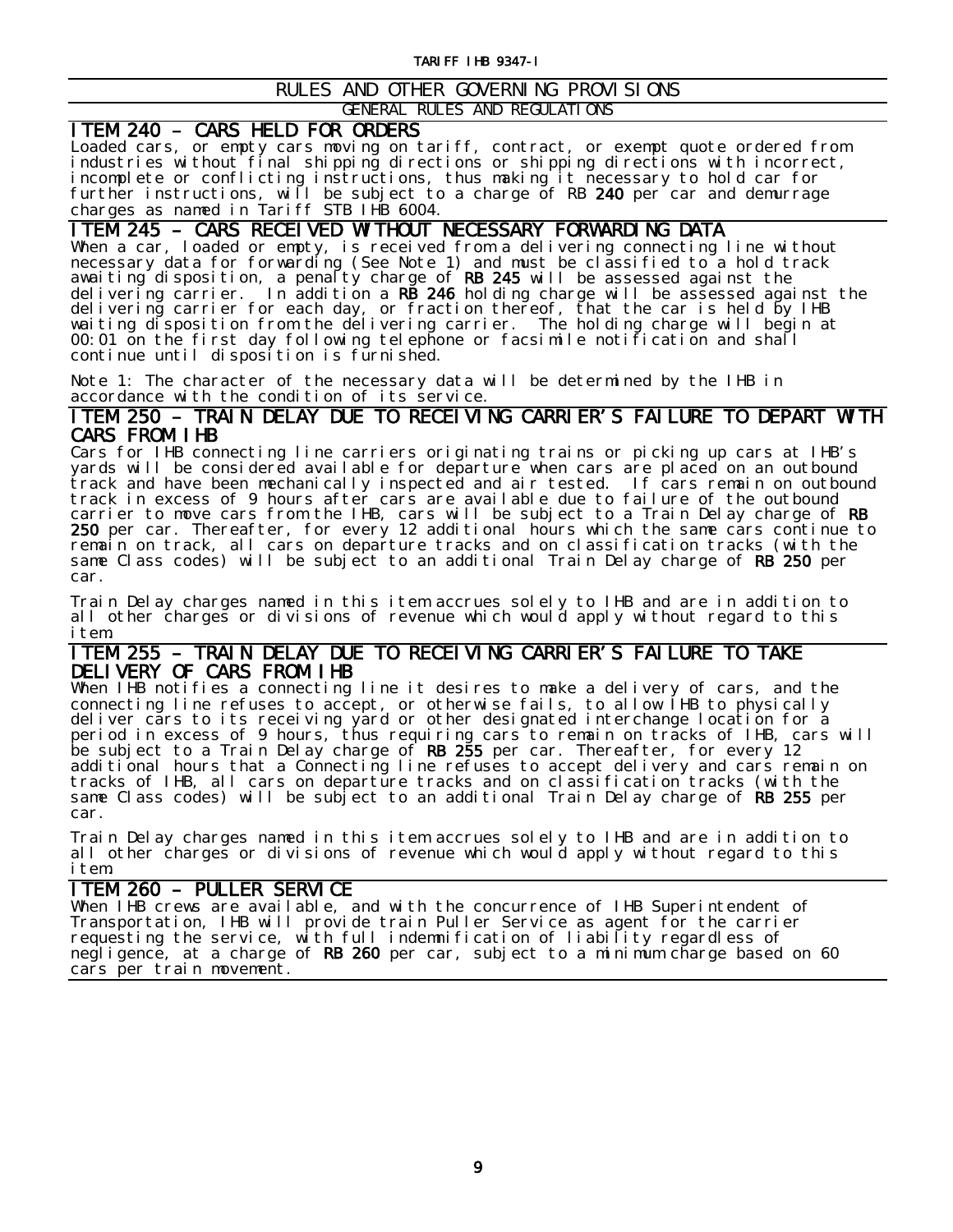# RULES AND OTHER GOVERNING PROVISIONS

## GENERAL RULES AND REGULATIONS

### ITEM 240 – CARS HELD FOR ORDERS

Loaded cars, or empty cars moving on tariff, contract, or exempt quote ordered from industries without final shipping directions or shipping directions with incorrect, incomplete or conflicting instructions, thus making it necessary to hold car for further instructions, will be subject to a charge of RB **240** per car and demurrage charges as named in Tariff STB IHB 6004.

### ITEM 245 – CARS RECEIVED WITHOUT NECESSARY FORWARDING DATA

When a car, loaded or empty, is received from a delivering connecting line without necessary data for forwarding (See Note 1) and must be classified to a hold track awaiting disposition, a penalty charge of **RB 245** will be assessed against the delivering carrier. In addition a **RB 246** holding charge will be assessed against the delivering carrier for each day, or fraction thereof, that the car is held by IHB waiting disposition from the delivering carrier. The holding charge will begin at 00:01 on the first day following telephone or facsimile notification and shall continue until disposition is furnished.

Note 1: The character of the necessary data will be determined by the IHB in accordance with the condition of its service.

### ITEM 250 – TRAIN DELAY DUE TO RECEIVING CARRIER'S FAILURE TO DEPART WITH CARS FROM IHB

Cars for IHB connecting line carriers originating trains or picking up cars at IHB's yards will be considered available for departure when cars are placed on an outbound track and have been mechanically inspected and air tested. If cars remain on outbound track in excess of 9 hours after cars are available due to failure of the outbound carrier to move cars from the IHB, cars will be subject to a Train Delay charge of **RB 250** per car. Thereafter, for every 12 additional hours which the same cars continue to remain on track, all cars on departure tracks and on classification tracks (with the same Class codes) will be subject to an additional Train Delay charge of **RB 250** per car.

Train Delay charges named in this item accrues solely to IHB and are in addition to all other charges or divisions of revenue which would apply without regard to this item.

### ITEM 255 – TRAIN DELAY DUE TO RECEIVING CARRIER'S FAILURE TO TAKE DELIVERY OF CARS FROM IHB

When IHB notifies a connecting line it desires to make a delivery of cars, and the connecting line refuses to accept, or otherwise fails, to allow IHB to physically deliver cars to its receiving yard or other designated interchange location for a period in excess of 9 hours, thus requiring cars to remain on tracks of IHB, cars will be subject to a Train Delay charge of **RB 255** per car. Thereafter, for every 12 additional hours that a Connecting line refuses to accept delivery and cars remain on tracks of IHB, all cars on departure tracks and on classification tracks (with the same Class codes) will be subject to an additional Train Delay charge of **RB 255** per car.

Train Delay charges named in this item accrues solely to IHB and are in addition to all other charges or divisions of revenue which would apply without regard to this item.

### ITEM 260 – PULLER SERVICE

When IHB crews are available, and with the concurrence of IHB Superintendent of Transportation, IHB will provide train Puller Service as agent for the carrier requesting the service, with full indemnification of liability regardless of negligence, at a charge of **RB 260** per car, subject to a minimum charge based on 60 cars per train movement.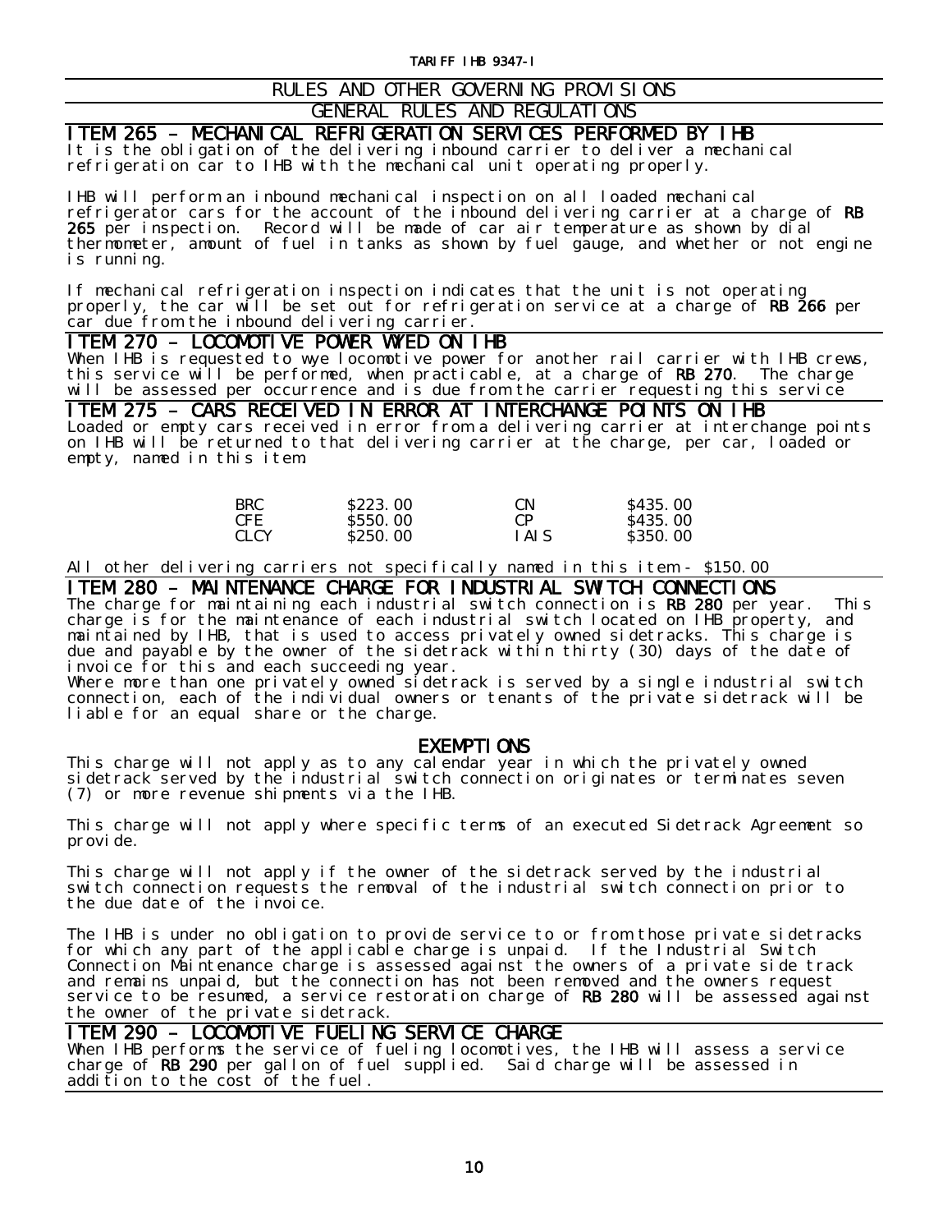RULES AND OTHER GOVERNING PROVISIONS

GENERAL RULES AND REGULATIONS

## ITEM 265 – MECHANICAL REFRIGERATION SERVICES PERFORMED BY IHB

It is the obligation of the delivering inbound carrier to deliver a mechanical refrigeration car to IHB with the mechanical unit operating properly.

IHB will perform an inbound mechanical inspection on all loaded mechanical refrigerator cars for the account of the inbound delivering carrier at a charge of **RB 265** per inspection. Record will be made of car air temperature as shown by dial thermometer, amount of fuel in tanks as shown by fuel gauge, and whether or not engine is running.

If mechanical refrigeration inspection indicates that the unit is not operating properly, the car will be set out for refrigeration service at a charge of **RB 266** per car due from the inbound delivering carrier.

## ITEM 270 – LOCOMOTIVE POWER WYED ON IHB

When IHB is requested to wye locomotive power for another rail carrier with IHB crews, this service will be performed, when practicable, at a charge of **RB 270**. The charge will be assessed per occurrence and is due from the carrier requesting this service

## ITEM 275 – CARS RECEIVED IN ERROR AT INTERCHANGE POINTS ON IHB

Loaded or empty cars received in error from a delivering carrier at interchange points on IHB will be returned to that delivering carrier at the charge, per car, loaded or empty, named in this item.

| | | | |
|---|---|---|---|
| BRC | $223.00 | CN | $435.00 |
| CFE | $550.00 | CP | $435.00 |
| CLCY | $250.00 | IAIS | $350.00 |

All other delivering carriers not specifically named in this item - $150.00

## ITEM 280 – MAINTENANCE CHARGE FOR INDUSTRIAL SWITCH CONNECTIONS

The charge for maintaining each industrial switch connection is **RB 280** per year. This charge is for the maintenance of each industrial switch located on IHB property, and maintained by IHB, that is used to access privately owned sidetracks. This charge is due and payable by the owner of the sidetrack within thirty (30) days of the date of invoice for this and each succeeding year.
Where more than one privately owned sidetrack is served by a single industrial switch connection, each of the individual owners or tenants of the private sidetrack will be liable for an equal share or the charge.

### EXEMPTIONS

This charge will not apply as to any calendar year in which the privately owned sidetrack served by the industrial switch connection originates or terminates seven (7) or more revenue shipments via the IHB.

This charge will not apply where specific terms of an executed Sidetrack Agreement so provide.

This charge will not apply if the owner of the sidetrack served by the industrial switch connection requests the removal of the industrial switch connection prior to the due date of the invoice.

The IHB is under no obligation to provide service to or from those private sidetracks for which any part of the applicable charge is unpaid. If the Industrial Switch Connection Maintenance charge is assessed against the owners of a private side track and remains unpaid, but the connection has not been removed and the owners request service to be resumed, a service restoration charge of **RB 280** will be assessed against the owner of the private sidetrack.

## ITEM 290 – LOCOMOTIVE FUELING SERVICE CHARGE

When IHB performs the service of fueling locomotives, the IHB will assess a service charge of **RB 290** per gallon of fuel supplied. Said charge will be assessed in addition to the cost of the fuel.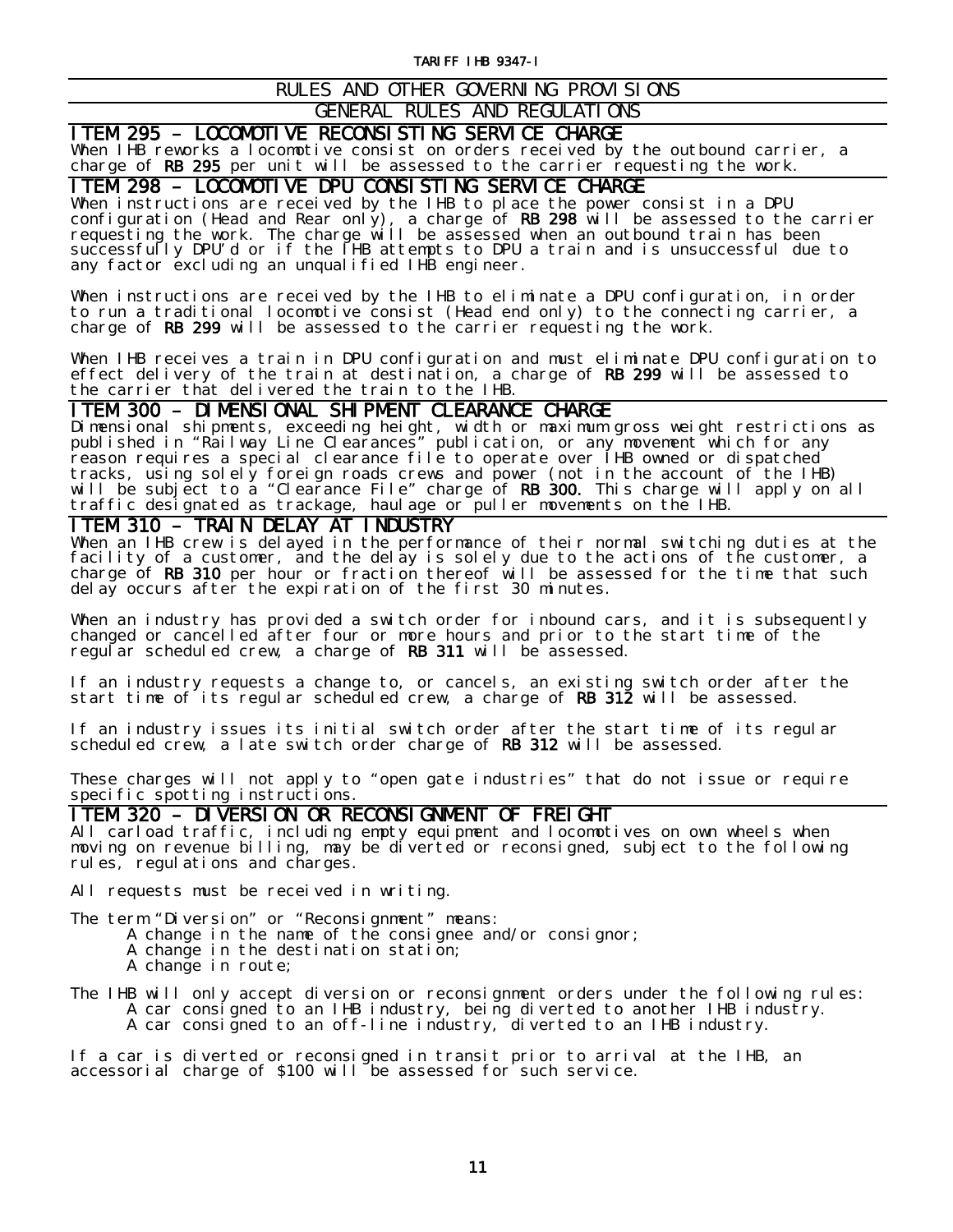## RULES AND OTHER GOVERNING PROVISIONS

## GENERAL RULES AND REGULATIONS

### ITEM 295 – LOCOMOTIVE RECONSISTING SERVICE CHARGE

When IHB reworks a locomotive consist on orders received by the outbound carrier, a charge of **RB 295** per unit will be assessed to the carrier requesting the work.

### ITEM 298 – LOCOMOTIVE DPU CONSISTING SERVICE CHARGE

When instructions are received by the IHB to place the power consist in a DPU configuration (Head and Rear only), a charge of **RB 298** will be assessed to the carrier requesting the work. The charge will be assessed when an outbound train has been successfully DPU'd or if the IHB attempts to DPU a train and is unsuccessful due to any factor excluding an unqualified IHB engineer.

When instructions are received by the IHB to eliminate a DPU configuration, in order to run a traditional locomotive consist (Head end only) to the connecting carrier, a charge of **RB 299** will be assessed to the carrier requesting the work.

When IHB receives a train in DPU configuration and must eliminate DPU configuration to effect delivery of the train at destination, a charge of **RB 299** will be assessed to the carrier that delivered the train to the IHB.

### ITEM 300 – DIMENSIONAL SHIPMENT CLEARANCE CHARGE

Dimensional shipments, exceeding height, width or maximum gross weight restrictions as published in "Railway Line Clearances" publication, or any movement which for any reason requires a special clearance file to operate over IHB owned or dispatched tracks, using solely foreign roads crews and power (not in the account of the IHB) will be subject to a "Clearance File" charge of **RB 300.** This charge will apply on all traffic designated as trackage, haulage or puller movements on the IHB.

### ITEM 310 – TRAIN DELAY AT INDUSTRY

When an IHB crew is delayed in the performance of their normal switching duties at the facility of a customer, and the delay is solely due to the actions of the customer, a charge of **RB 310** per hour or fraction thereof will be assessed for the time that such delay occurs after the expiration of the first 30 minutes.

When an industry has provided a switch order for inbound cars, and it is subsequently changed or cancelled after four or more hours and prior to the start time of the regular scheduled crew, a charge of **RB 311** will be assessed.

If an industry requests a change to, or cancels, an existing switch order after the start time of its regular scheduled crew, a charge of **RB 312** will be assessed.

If an industry issues its initial switch order after the start time of its regular scheduled crew, a late switch order charge of **RB 312** will be assessed.

These charges will not apply to "open gate industries" that do not issue or require specific spotting instructions.

### ITEM 320 – DIVERSION OR RECONSIGNMENT OF FREIGHT

All carload traffic, including empty equipment and locomotives on own wheels when moving on revenue billing, may be diverted or reconsigned, subject to the following rules, regulations and charges.

All requests must be received in writing.

The term "Diversion" or "Reconsignment" means:

- A change in the name of the consignee and/or consignor;
- A change in the destination station;
- A change in route;

The IHB will only accept diversion or reconsignment orders under the following rules:

- A car consigned to an IHB industry, being diverted to another IHB industry.
- A car consigned to an off-line industry, diverted to an IHB industry.

If a car is diverted or reconsigned in transit prior to arrival at the IHB, an accessorial charge of $100 will be assessed for such service.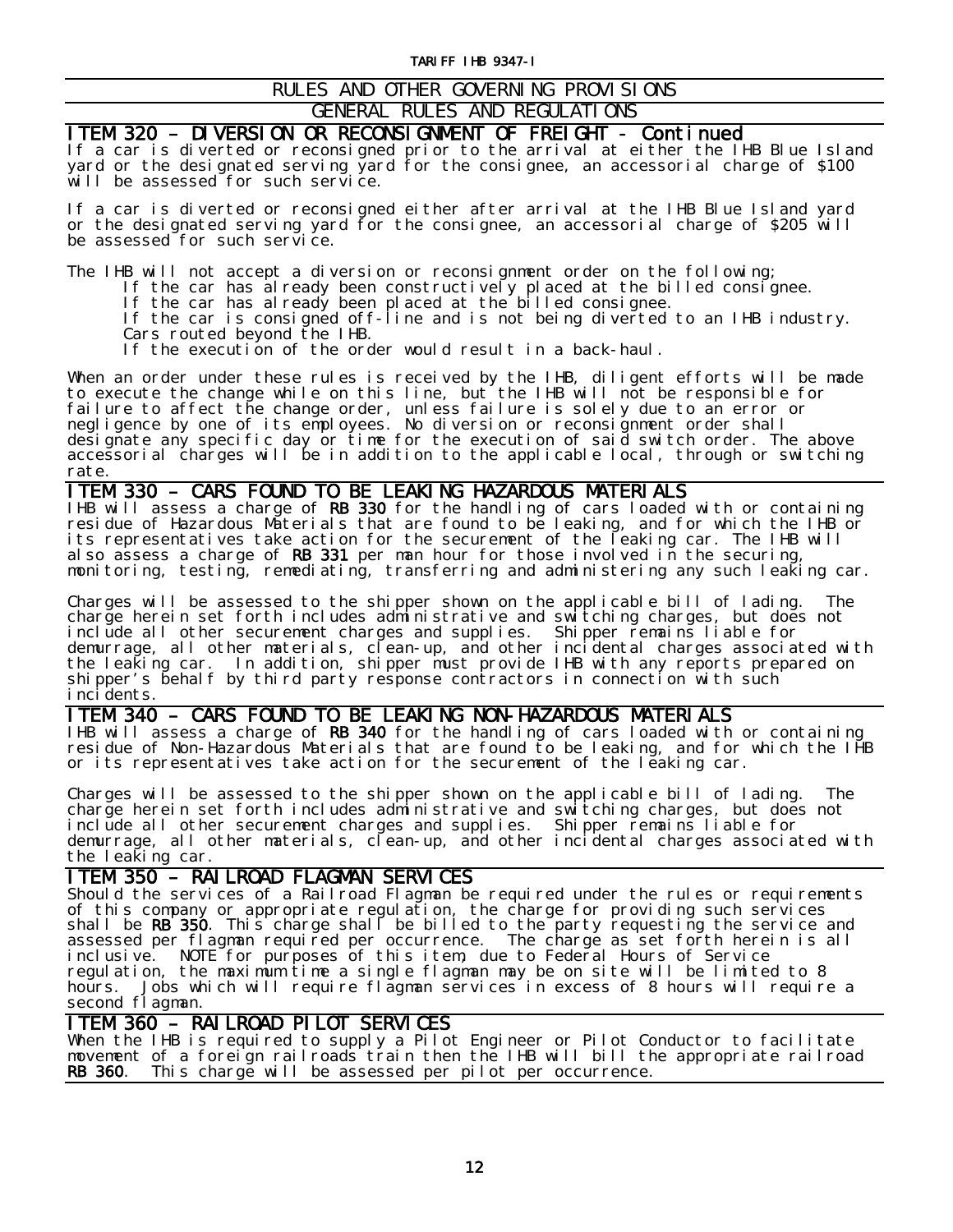TARIFF IHB 9347-I

## RULES AND OTHER GOVERNING PROVISIONS

## GENERAL RULES AND REGULATIONS

### ITEM 320 – DIVERSION OR RECONSIGNMENT OF FREIGHT - Continued

If a car is diverted or reconsigned prior to the arrival at either the IHB Blue Island yard or the designated serving yard for the consignee, an accessorial charge of $100 will be assessed for such service.

If a car is diverted or reconsigned either after arrival at the IHB Blue Island yard or the designated serving yard for the consignee, an accessorial charge of $205 will be assessed for such service.

The IHB will not accept a diversion or reconsignment order on the following;

- If the car has already been constructively placed at the billed consignee.
- If the car has already been placed at the billed consignee.
- If the car is consigned off-line and is not being diverted to an IHB industry.
- Cars routed beyond the IHB.
- If the execution of the order would result in a back-haul.

When an order under these rules is received by the IHB, diligent efforts will be made to execute the change while on this line, but the IHB will not be responsible for failure to affect the change order, unless failure is solely due to an error or negligence by one of its employees. No diversion or reconsignment order shall designate any specific day or time for the execution of said switch order. The above accessorial charges will be in addition to the applicable local, through or switching rate.

### ITEM 330 – CARS FOUND TO BE LEAKING HAZARDOUS MATERIALS

IHB will assess a charge of **RB 330** for the handling of cars loaded with or containing residue of Hazardous Materials that are found to be leaking, and for which the IHB or its representatives take action for the securement of the leaking car. The IHB will also assess a charge of **RB 331** per man hour for those involved in the securing, monitoring, testing, remediating, transferring and administering any such leaking car.

Charges will be assessed to the shipper shown on the applicable bill of lading. The charge herein set forth includes administrative and switching charges, but does not include all other securement charges and supplies. Shipper remains liable for demurrage, all other materials, clean-up, and other incidental charges associated with the leaking car. In addition, shipper must provide IHB with any reports prepared on shipper's behalf by third party response contractors in connection with such incidents.

### ITEM 340 – CARS FOUND TO BE LEAKING NON-HAZARDOUS MATERIALS

IHB will assess a charge of **RB 340** for the handling of cars loaded with or containing residue of Non-Hazardous Materials that are found to be leaking, and for which the IHB or its representatives take action for the securement of the leaking car.

Charges will be assessed to the shipper shown on the applicable bill of lading. The charge herein set forth includes administrative and switching charges, but does not include all other securement charges and supplies. Shipper remains liable for demurrage, all other materials, clean-up, and other incidental charges associated with the leaking car.

### ITEM 350 – RAILROAD FLAGMAN SERVICES

Should the services of a Railroad Flagman be required under the rules or requirements of this company or appropriate regulation, the charge for providing such services shall be **RB 350**. This charge shall be billed to the party requesting the service and assessed per flagman required per occurrence. The charge as set forth herein is all inclusive. NOTE for purposes of this item, due to Federal Hours of Service regulation, the maximum time a single flagman may be on site will be limited to 8 hours. Jobs which will require flagman services in excess of 8 hours will require a second flagman.

### ITEM 360 – RAILROAD PILOT SERVICES

When the IHB is required to supply a Pilot Engineer or Pilot Conductor to facilitate movement of a foreign railroads train then the IHB will bill the appropriate railroad **RB 360**. This charge will be assessed per pilot per occurrence.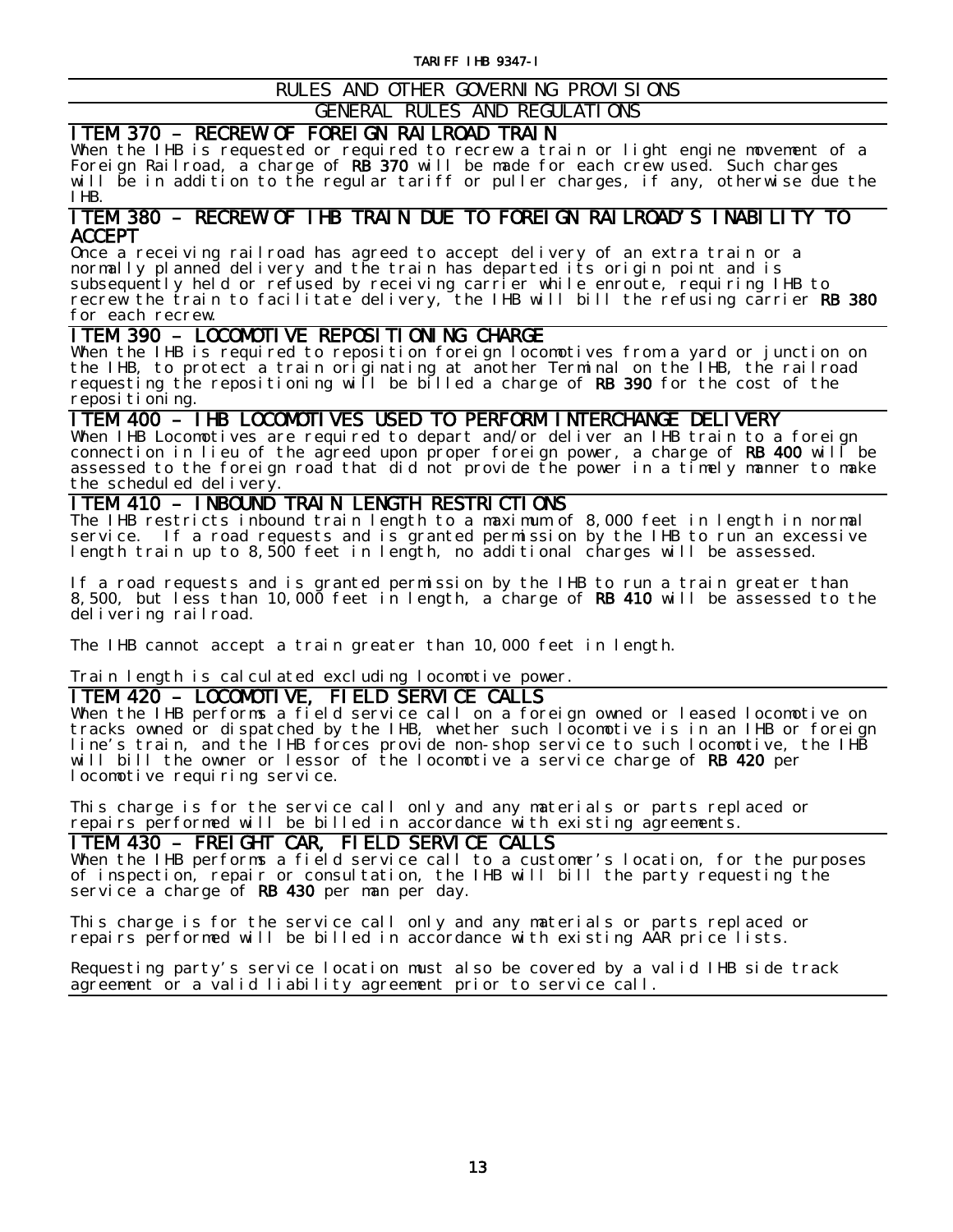# RULES AND OTHER GOVERNING PROVISIONS

## GENERAL RULES AND REGULATIONS

### ITEM 370 – RECREW OF FOREIGN RAILROAD TRAIN

When the IHB is requested or required to recrew a train or light engine movement of a Foreign Railroad, a charge of **RB 370** will be made for each crew used. Such charges will be in addition to the regular tariff or puller charges, if any, otherwise due the IHB.

### ITEM 380 – RECREW OF IHB TRAIN DUE TO FOREIGN RAILROAD'S INABILITY TO ACCEPT

Once a receiving railroad has agreed to accept delivery of an extra train or a normally planned delivery and the train has departed its origin point and is subsequently held or refused by receiving carrier while enroute, requiring IHB to recrew the train to facilitate delivery, the IHB will bill the refusing carrier **RB 380** for each recrew.

### ITEM 390 – LOCOMOTIVE REPOSITIONING CHARGE

When the IHB is required to reposition foreign locomotives from a yard or junction on the IHB, to protect a train originating at another Terminal on the IHB, the railroad requesting the repositioning will be billed a charge of **RB 390** for the cost of the repositioning.

### ITEM 400 – IHB LOCOMOTIVES USED TO PERFORM INTERCHANGE DELIVERY

When IHB Locomotives are required to depart and/or deliver an IHB train to a foreign connection in lieu of the agreed upon proper foreign power, a charge of **RB 400** will be assessed to the foreign road that did not provide the power in a timely manner to make the scheduled delivery.

### ITEM 410 – INBOUND TRAIN LENGTH RESTRICTIONS

The IHB restricts inbound train length to a maximum of 8,000 feet in length in normal service. If a road requests and is granted permission by the IHB to run an excessive length train up to 8,500 feet in length, no additional charges will be assessed.

If a road requests and is granted permission by the IHB to run a train greater than 8,500, but less than 10,000 feet in length, a charge of **RB 410** will be assessed to the delivering railroad.

The IHB cannot accept a train greater than 10,000 feet in length.

Train length is calculated excluding locomotive power.

### ITEM 420 – LOCOMOTIVE, FIELD SERVICE CALLS

When the IHB performs a field service call on a foreign owned or leased locomotive on tracks owned or dispatched by the IHB, whether such locomotive is in an IHB or foreign line's train, and the IHB forces provide non-shop service to such locomotive, the IHB will bill the owner or lessor of the locomotive a service charge of **RB 420** per locomotive requiring service.

This charge is for the service call only and any materials or parts replaced or repairs performed will be billed in accordance with existing agreements.

### ITEM 430 – FREIGHT CAR, FIELD SERVICE CALLS

When the IHB performs a field service call to a customer's location, for the purposes of inspection, repair or consultation, the IHB will bill the party requesting the service a charge of **RB 430** per man per day.

This charge is for the service call only and any materials or parts replaced or repairs performed will be billed in accordance with existing AAR price lists.

Requesting party's service location must also be covered by a valid IHB side track agreement or a valid liability agreement prior to service call.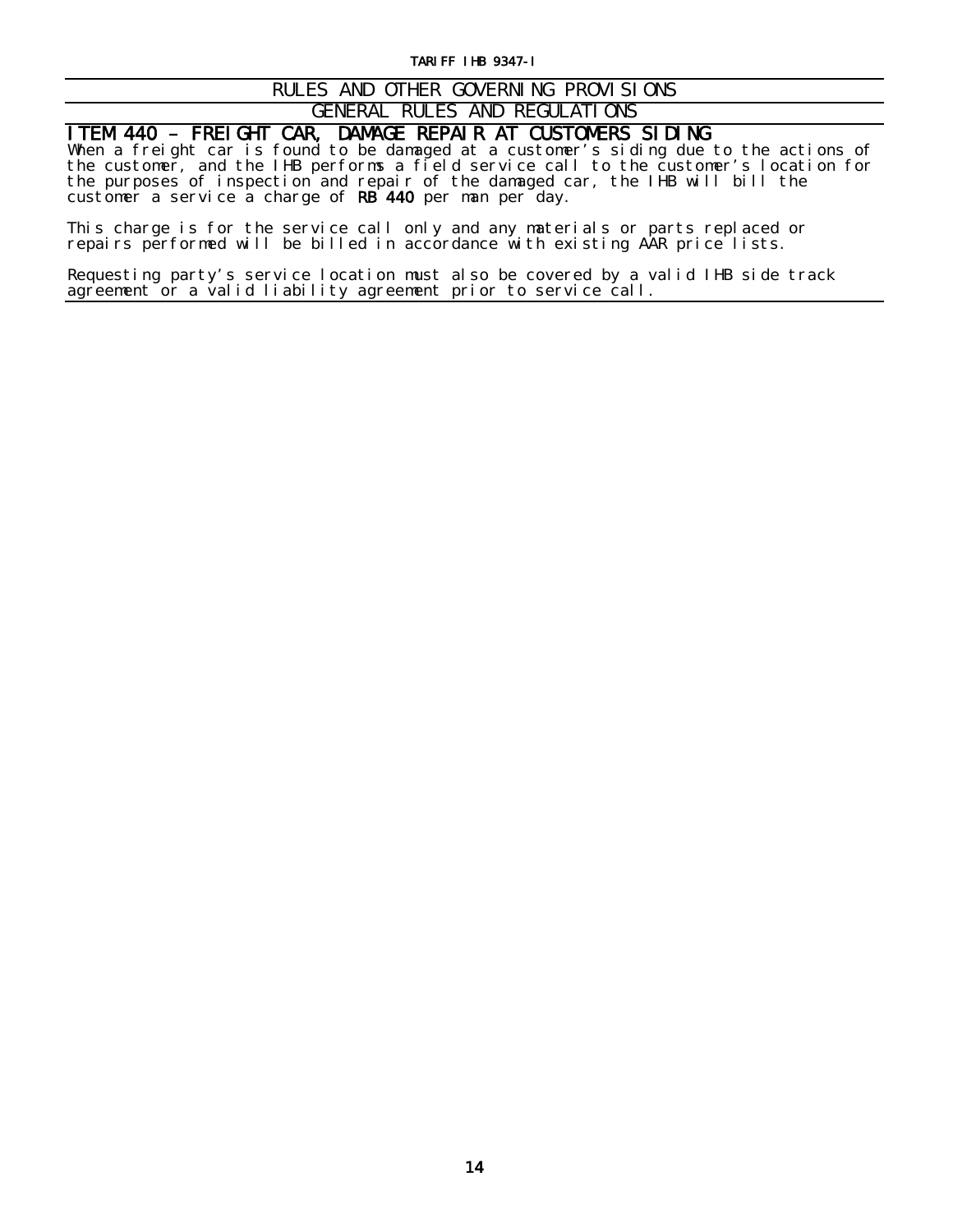## RULES AND OTHER GOVERNING PROVISIONS

## GENERAL RULES AND REGULATIONS

### ITEM 440 – FREIGHT CAR, DAMAGE REPAIR AT CUSTOMERS SIDING

When a freight car is found to be damaged at a customer's siding due to the actions of the customer, and the IHB performs a field service call to the customer's location for the purposes of inspection and repair of the damaged car, the IHB will bill the customer a service a charge of **RB 440** per man per day.

This charge is for the service call only and any materials or parts replaced or repairs performed will be billed in accordance with existing AAR price lists.

Requesting party's service location must also be covered by a valid IHB side track agreement or a valid liability agreement prior to service call.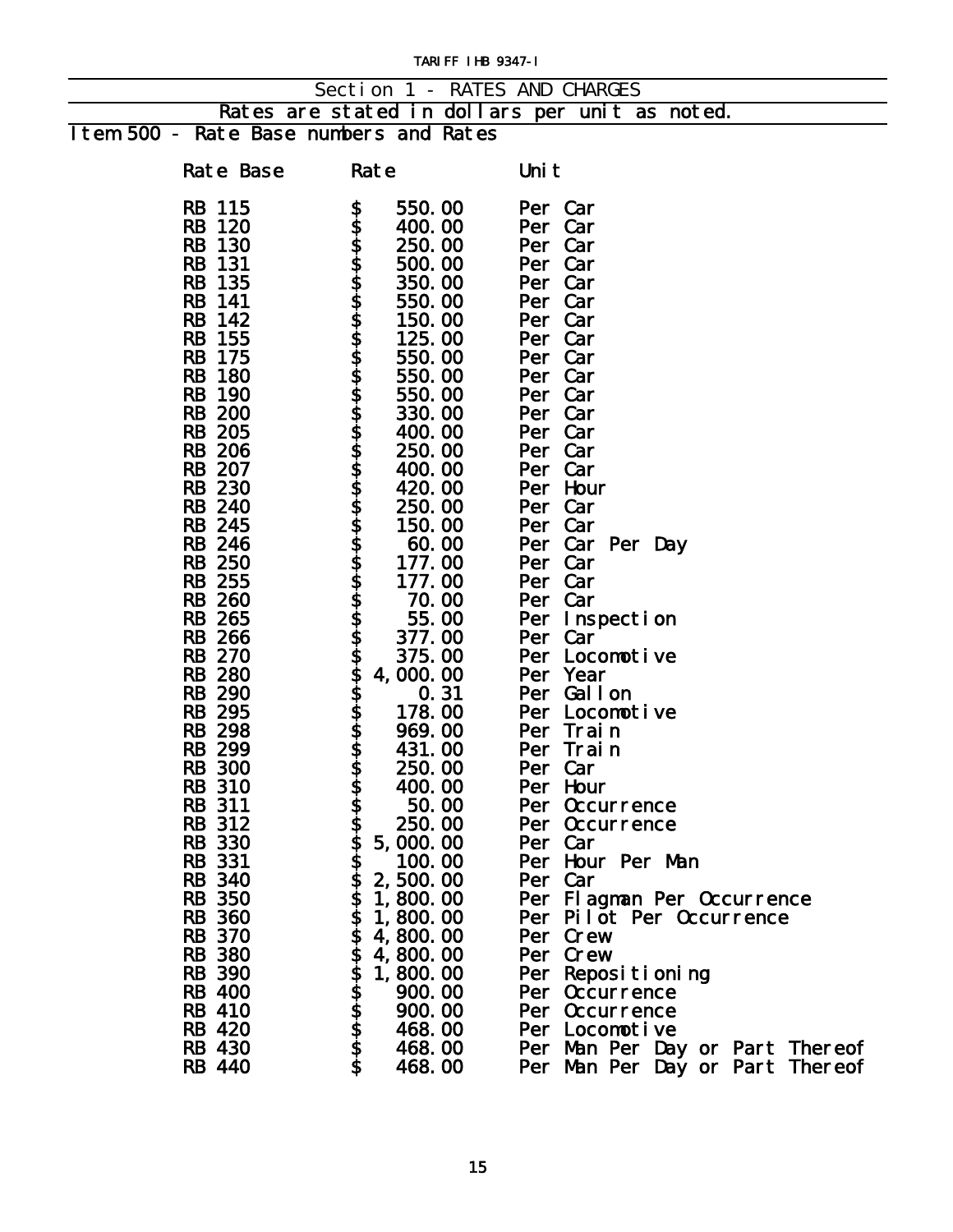TARIFF IHB 9347-I

## Section 1 - RATES AND CHARGES

Rates are stated in dollars per unit as noted.

### Item 500 - Rate Base numbers and Rates

| Rate Base | Rate | Unit |
|---|---|---|
| RB 115 | $ 550.00 | Per Car |
| RB 120 | $ 400.00 | Per Car |
| RB 130 | $ 250.00 | Per Car |
| RB 131 | $ 500.00 | Per Car |
| RB 135 | $ 350.00 | Per Car |
| RB 141 | $ 550.00 | Per Car |
| RB 142 | $ 150.00 | Per Car |
| RB 155 | $ 125.00 | Per Car |
| RB 175 | $ 550.00 | Per Car |
| RB 180 | $ 550.00 | Per Car |
| RB 190 | $ 550.00 | Per Car |
| RB 200 | $ 330.00 | Per Car |
| RB 205 | $ 400.00 | Per Car |
| RB 206 | $ 250.00 | Per Car |
| RB 207 | $ 400.00 | Per Car |
| RB 230 | $ 420.00 | Per Hour |
| RB 240 | $ 250.00 | Per Car |
| RB 245 | $ 150.00 | Per Car |
| RB 246 | $ 60.00 | Per Car Per Day |
| RB 250 | $ 177.00 | Per Car |
| RB 255 | $ 177.00 | Per Car |
| RB 260 | $ 70.00 | Per Car |
| RB 265 | $ 55.00 | Per Inspection |
| RB 266 | $ 377.00 | Per Car |
| RB 270 | $ 375.00 | Per Locomotive |
| RB 280 | $ 4,000.00 | Per Year |
| RB 290 | $ 0.31 | Per Gallon |
| RB 295 | $ 178.00 | Per Locomotive |
| RB 298 | $ 969.00 | Per Train |
| RB 299 | $ 431.00 | Per Train |
| RB 300 | $ 250.00 | Per Car |
| RB 310 | $ 400.00 | Per Hour |
| RB 311 | $ 50.00 | Per Occurrence |
| RB 312 | $ 250.00 | Per Occurrence |
| RB 330 | $ 5,000.00 | Per Car |
| RB 331 | $ 100.00 | Per Hour Per Man |
| RB 340 | $ 2,500.00 | Per Car |
| RB 350 | $ 1,800.00 | Per Flagman Per Occurrence |
| RB 360 | $ 1,800.00 | Per Pilot Per Occurrence |
| RB 370 | $ 4,800.00 | Per Crew |
| RB 380 | $ 4,800.00 | Per Crew |
| RB 390 | $ 1,800.00 | Per Repositioning |
| RB 400 | $ 900.00 | Per Occurrence |
| RB 410 | $ 900.00 | Per Occurrence |
| RB 420 | $ 468.00 | Per Locomotive |
| RB 430 | $ 468.00 | Per Man Per Day or Part Thereof |
| RB 440 | $ 468.00 | Per Man Per Day or Part Thereof |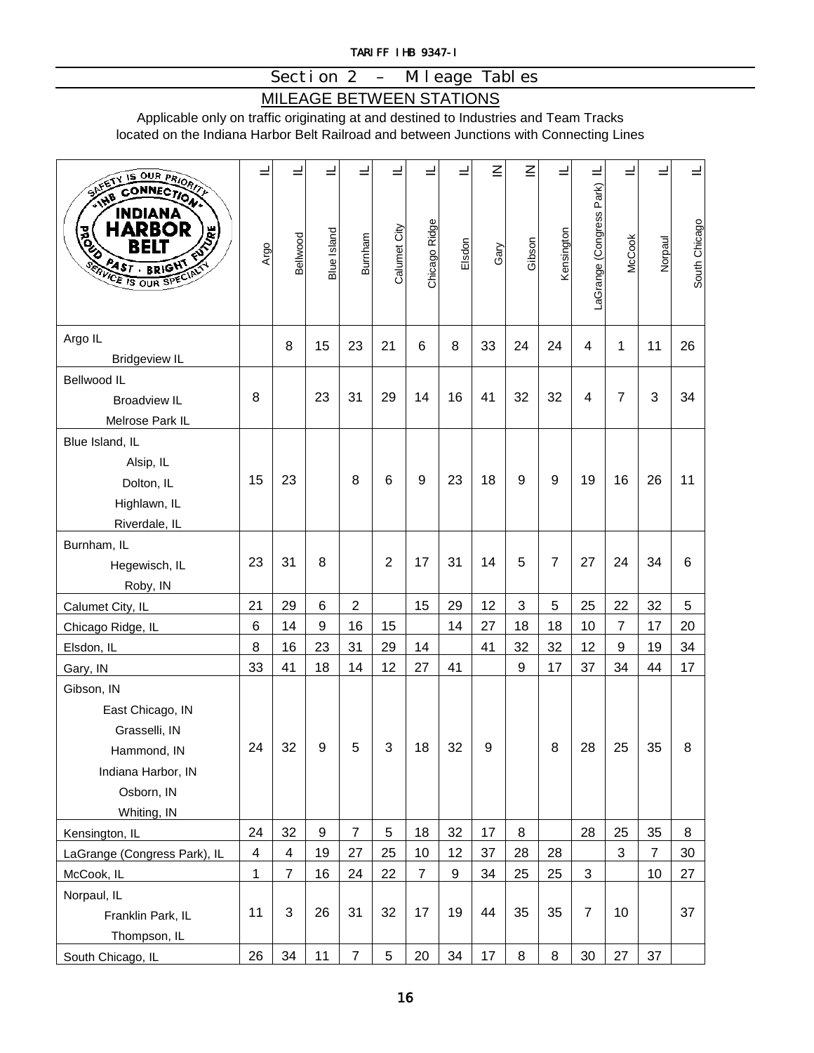TARIFF IHB 9347-I

## Section 2 – Mileage Tables

### MILEAGE BETWEEN STATIONS

Applicable only on traffic originating at and destined to Industries and Team Tracks located on the Indiana Harbor Belt Railroad and between Junctions with Connecting Lines

| | Argo IL | Bellwood IL | Blue Island IL | Burnham IL | Calumet City IL | Chicago Ridge IL | Elsdon IL | Gary IN | Gibson IN | Kensington IL | LaGrange (Congress Park) IL | McCook IL | Norpaul IL | South Chicago IL |
|---|---|---|---|---|---|---|---|---|---|---|---|---|---|---|
| Argo IL<br>Bridgeview IL | | 8 | 15 | 23 | 21 | 6 | 8 | 33 | 24 | 24 | 4 | 1 | 11 | 26 |
| Bellwood IL<br>Broadview IL<br>Melrose Park IL | 8 | | 23 | 31 | 29 | 14 | 16 | 41 | 32 | 32 | 4 | 7 | 3 | 34 |
| Blue Island, IL<br>Alsip, IL<br>Dolton, IL<br>Highlawn, IL<br>Riverdale, IL | 15 | 23 | | 8 | 6 | 9 | 23 | 18 | 9 | 9 | 19 | 16 | 26 | 11 |
| Burnham, IL<br>Hegewisch, IL<br>Roby, IN | 23 | 31 | 8 | | 2 | 17 | 31 | 14 | 5 | 7 | 27 | 24 | 34 | 6 |
| Calumet City, IL | 21 | 29 | 6 | 2 | | 15 | 29 | 12 | 3 | 5 | 25 | 22 | 32 | 5 |
| Chicago Ridge, IL | 6 | 14 | 9 | 16 | 15 | | 14 | 27 | 18 | 18 | 10 | 7 | 17 | 20 |
| Elsdon, IL | 8 | 16 | 23 | 31 | 29 | 14 | | 41 | 32 | 32 | 12 | 9 | 19 | 34 |
| Gary, IN | 33 | 41 | 18 | 14 | 12 | 27 | 41 | | 9 | 17 | 37 | 34 | 44 | 17 |
| Gibson, IN<br>East Chicago, IN<br>Grasselli, IN<br>Hammond, IN<br>Indiana Harbor, IN<br>Osborn, IN<br>Whiting, IN | 24 | 32 | 9 | 5 | 3 | 18 | 32 | 9 | | 8 | 28 | 25 | 35 | 8 |
| Kensington, IL | 24 | 32 | 9 | 7 | 5 | 18 | 32 | 17 | 8 | | 28 | 25 | 35 | 8 |
| LaGrange (Congress Park), IL | 4 | 4 | 19 | 27 | 25 | 10 | 12 | 37 | 28 | 28 | | 3 | 7 | 30 |
| McCook, IL | 1 | 7 | 16 | 24 | 22 | 7 | 9 | 34 | 25 | 25 | 3 | | 10 | 27 |
| Norpaul, IL<br>Franklin Park, IL<br>Thompson, IL | 11 | 3 | 26 | 31 | 32 | 17 | 19 | 44 | 35 | 35 | 7 | 10 | | 37 |
| South Chicago, IL | 26 | 34 | 11 | 7 | 5 | 20 | 34 | 17 | 8 | 8 | 30 | 27 | 37 | |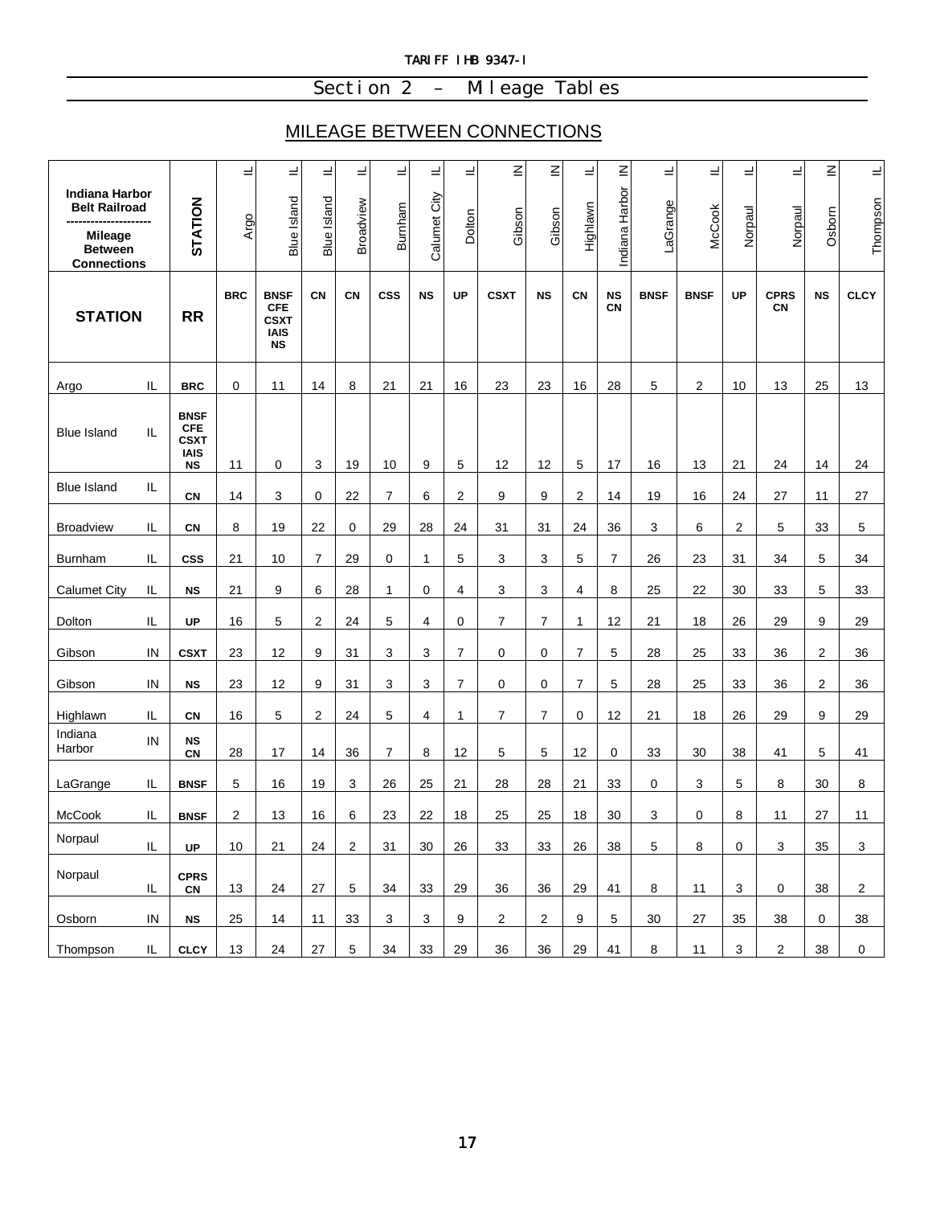TARIFF IHB 9347-I

## Section 2 – Mileage Tables

### MILEAGE BETWEEN CONNECTIONS

| Indiana Harbor Belt Railroad --- Mileage Between Connections | | STATION | Argo IL | Blue Island IL | Blue Island IL | Broadview IL | Burnham IL | Calumet City IL | Dolton IL | Gibson IN | Gibson IN | Highlawn IL | Indiana Harbor IN | LaGrange IL | McCook IL | Norpaul IL | Norpaul IL | Osborn IN | Thompson IL |
|---|---|---|---|---|---|---|---|---|---|---|---|---|---|---|---|---|---|---|---|
| **STATION** | | **RR** | **BRC** | **BNSF CFE CSXT IAIS NS** | **CN** | **CN** | **CSS** | **NS** | **UP** | **CSXT** | **NS** | **CN** | **NS CN** | **BNSF** | **BNSF** | **UP** | **CPRS CN** | **NS** | **CLCY** |
| Argo | IL | **BRC** | 0 | 11 | 14 | 8 | 21 | 21 | 16 | 23 | 23 | 16 | 28 | 5 | 2 | 10 | 13 | 25 | 13 |
| Blue Island | IL | **BNSF CFE CSXT IAIS NS** | 11 | 0 | 3 | 19 | 10 | 9 | 5 | 12 | 12 | 5 | 17 | 16 | 13 | 21 | 24 | 14 | 24 |
| Blue Island | IL | **CN** | 14 | 3 | 0 | 22 | 7 | 6 | 2 | 9 | 9 | 2 | 14 | 19 | 16 | 24 | 27 | 11 | 27 |
| Broadview | IL | **CN** | 8 | 19 | 22 | 0 | 29 | 28 | 24 | 31 | 31 | 24 | 36 | 3 | 6 | 2 | 5 | 33 | 5 |
| Burnham | IL | **CSS** | 21 | 10 | 7 | 29 | 0 | 1 | 5 | 3 | 3 | 5 | 7 | 26 | 23 | 31 | 34 | 5 | 34 |
| Calumet City | IL | **NS** | 21 | 9 | 6 | 28 | 1 | 0 | 4 | 3 | 3 | 4 | 8 | 25 | 22 | 30 | 33 | 5 | 33 |
| Dolton | IL | **UP** | 16 | 5 | 2 | 24 | 5 | 4 | 0 | 7 | 7 | 1 | 12 | 21 | 18 | 26 | 29 | 9 | 29 |
| Gibson | IN | **CSXT** | 23 | 12 | 9 | 31 | 3 | 3 | 7 | 0 | 0 | 7 | 5 | 28 | 25 | 33 | 36 | 2 | 36 |
| Gibson | IN | **NS** | 23 | 12 | 9 | 31 | 3 | 3 | 7 | 0 | 0 | 7 | 5 | 28 | 25 | 33 | 36 | 2 | 36 |
| Highlawn | IL | **CN** | 16 | 5 | 2 | 24 | 5 | 4 | 1 | 7 | 7 | 0 | 12 | 21 | 18 | 26 | 29 | 9 | 29 |
| Indiana Harbor | IN | **NS CN** | 28 | 17 | 14 | 36 | 7 | 8 | 12 | 5 | 5 | 12 | 0 | 33 | 30 | 38 | 41 | 5 | 41 |
| LaGrange | IL | **BNSF** | 5 | 16 | 19 | 3 | 26 | 25 | 21 | 28 | 28 | 21 | 33 | 0 | 3 | 5 | 8 | 30 | 8 |
| McCook | IL | **BNSF** | 2 | 13 | 16 | 6 | 23 | 22 | 18 | 25 | 25 | 18 | 30 | 3 | 0 | 8 | 11 | 27 | 11 |
| Norpaul | IL | **UP** | 10 | 21 | 24 | 2 | 31 | 30 | 26 | 33 | 33 | 26 | 38 | 5 | 8 | 0 | 3 | 35 | 3 |
| Norpaul | IL | **CPRS CN** | 13 | 24 | 27 | 5 | 34 | 33 | 29 | 36 | 36 | 29 | 41 | 8 | 11 | 3 | 0 | 38 | 2 |
| Osborn | IN | **NS** | 25 | 14 | 11 | 33 | 3 | 3 | 9 | 2 | 2 | 9 | 5 | 30 | 27 | 35 | 38 | 0 | 38 |
| Thompson | IL | **CLCY** | 13 | 24 | 27 | 5 | 34 | 33 | 29 | 36 | 36 | 29 | 41 | 8 | 11 | 3 | 2 | 38 | 0 |